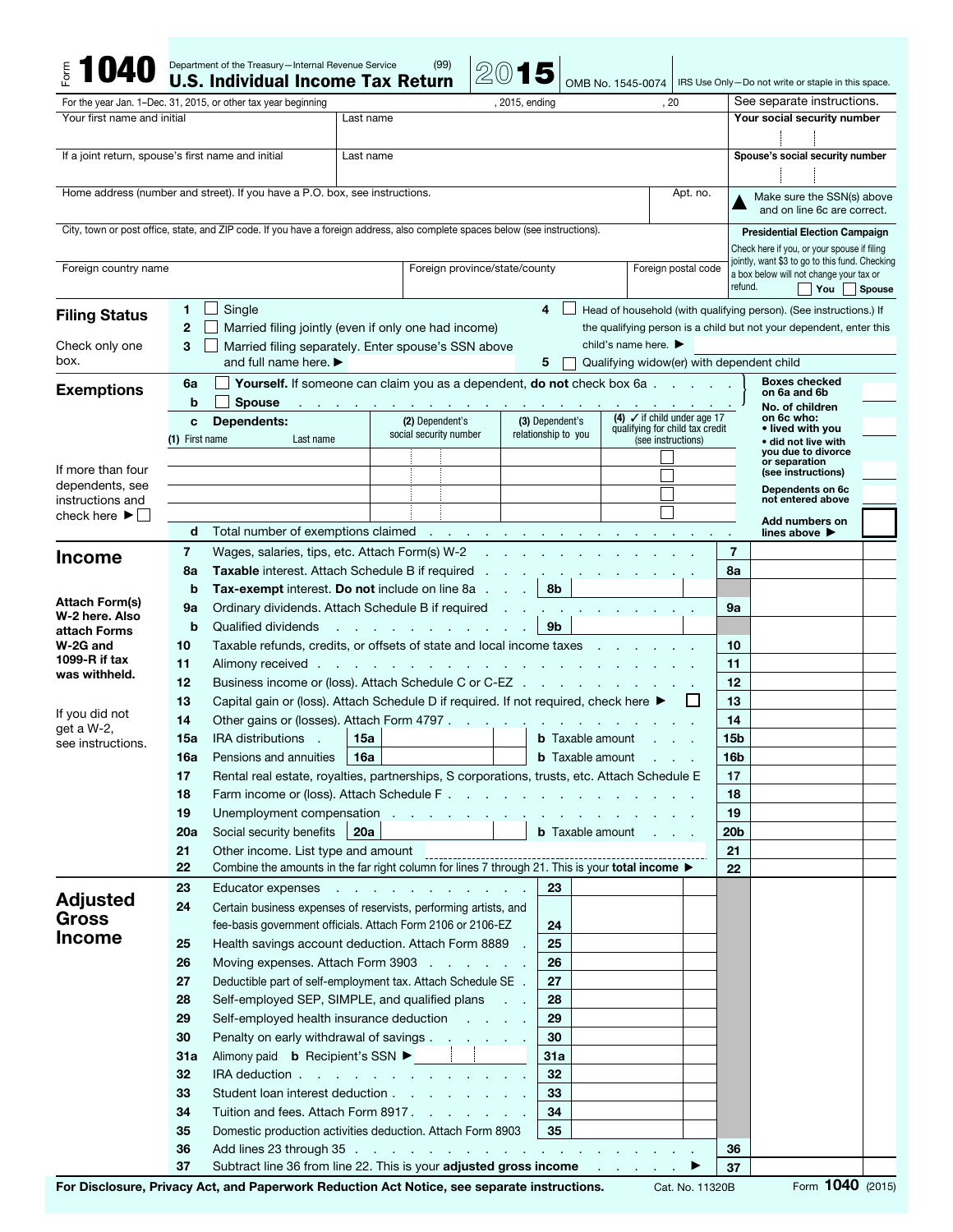# Form 1040 — U.S. Individual Income Tax Return 2015

Department of the Treasury—Internal Revenue Service (99)

OMB No. 1545-0074 | IRS Use Only—Do not write or staple in this space.

For the year Jan. 1–Dec. 31, 2015, or other tax year beginning , 2015, ending , 20 | See separate instructions.

| Your first name and initial | Last name | Your social security number |
|---|---|---|
| If a joint return, spouse's first name and initial | Last name | Spouse's social security number |
| Home address (number and street). If you have a P.O. box, see instructions. | Apt. no. | ▲ Make sure the SSN(s) above and on line 6c are correct. |
| City, town or post office, state, and ZIP code. If you have a foreign address, also complete spaces below (see instructions). | | **Presidential Election Campaign** Check here if you, or your spouse if filing jointly, want $3 to go to this fund. Checking a box below will not change your tax or refund. ☐ You ☐ Spouse |
| Foreign country name | Foreign province/state/county | Foreign postal code |

## Filing Status

Check only one box.

1. ☐ Single
2. ☐ Married filing jointly (even if only one had income)
3. ☐ Married filing separately. Enter spouse's SSN above and full name here. ▶
4. ☐ Head of household (with qualifying person). (See instructions.) If the qualifying person is a child but not your dependent, enter this child's name here. ▶
5. ☐ Qualifying widow(er) with dependent child

## Exemptions

**6a** ☐ **Yourself.** If someone can claim you as a dependent, **do not** check box 6a

**b** ☐ **Spouse**

**c Dependents:**

| (1) First name Last name | (2) Dependent's social security number | (3) Dependent's relationship to you | (4) ✓ if child under age 17 qualifying for child tax credit (see instructions) |
|---|---|---|---|
| | | | ☐ |
| | | | ☐ |
| | | | ☐ |
| | | | ☐ |

If more than four dependents, see instructions and check here ▶ ☐

**d** Total number of exemptions claimed

Boxes checked on 6a and 6b
No. of children on 6c who:
• lived with you
• did not live with you due to divorce or separation (see instructions)
Dependents on 6c not entered above
Add numbers on lines above ▶

## Income

Attach Form(s) W-2 here. Also attach Forms W-2G and 1099-R if tax was withheld.

If you did not get a W-2, see instructions.

| Line | Description | | Line | Amount |
|---|---|---|---|---|
| 7 | Wages, salaries, tips, etc. Attach Form(s) W-2 | | 7 | |
| 8a | **Taxable** interest. Attach Schedule B if required | | 8a | |
| b | **Tax-exempt** interest. **Do not** include on line 8a | 8b | | |
| 9a | Ordinary dividends. Attach Schedule B if required | | 9a | |
| b | Qualified dividends | 9b | | |
| 10 | Taxable refunds, credits, or offsets of state and local income taxes | | 10 | |
| 11 | Alimony received | | 11 | |
| 12 | Business income or (loss). Attach Schedule C or C-EZ | | 12 | |
| 13 | Capital gain or (loss). Attach Schedule D if required. If not required, check here ▶ ☐ | | 13 | |
| 14 | Other gains or (losses). Attach Form 4797 | | 14 | |
| 15a | IRA distributions 15a | **b** Taxable amount | 15b | |
| 16a | Pensions and annuities 16a | **b** Taxable amount | 16b | |
| 17 | Rental real estate, royalties, partnerships, S corporations, trusts, etc. Attach Schedule E | | 17 | |
| 18 | Farm income or (loss). Attach Schedule F | | 18 | |
| 19 | Unemployment compensation | | 19 | |
| 20a | Social security benefits 20a | **b** Taxable amount | 20b | |
| 21 | Other income. List type and amount | | 21 | |
| 22 | Combine the amounts in the far right column for lines 7 through 21. This is your **total income** ▶ | | 22 | |

## Adjusted Gross Income

| Line | Description | | Line | Amount |
|---|---|---|---|---|
| 23 | Educator expenses | 23 | | |
| 24 | Certain business expenses of reservists, performing artists, and fee-basis government officials. Attach Form 2106 or 2106-EZ | 24 | | |
| 25 | Health savings account deduction. Attach Form 8889 | 25 | | |
| 26 | Moving expenses. Attach Form 3903 | 26 | | |
| 27 | Deductible part of self-employment tax. Attach Schedule SE | 27 | | |
| 28 | Self-employed SEP, SIMPLE, and qualified plans | 28 | | |
| 29 | Self-employed health insurance deduction | 29 | | |
| 30 | Penalty on early withdrawal of savings | 30 | | |
| 31a | Alimony paid **b** Recipient's SSN ▶ | 31a | | |
| 32 | IRA deduction | 32 | | |
| 33 | Student loan interest deduction | 33 | | |
| 34 | Tuition and fees. Attach Form 8917 | 34 | | |
| 35 | Domestic production activities deduction. Attach Form 8903 | 35 | | |
| 36 | Add lines 23 through 35 | | 36 | |
| 37 | Subtract line 36 from line 22. This is your **adjusted gross income** ▶ | | 37 | |

**For Disclosure, Privacy Act, and Paperwork Reduction Act Notice, see separate instructions.** Cat. No. 11320B Form **1040** (2015)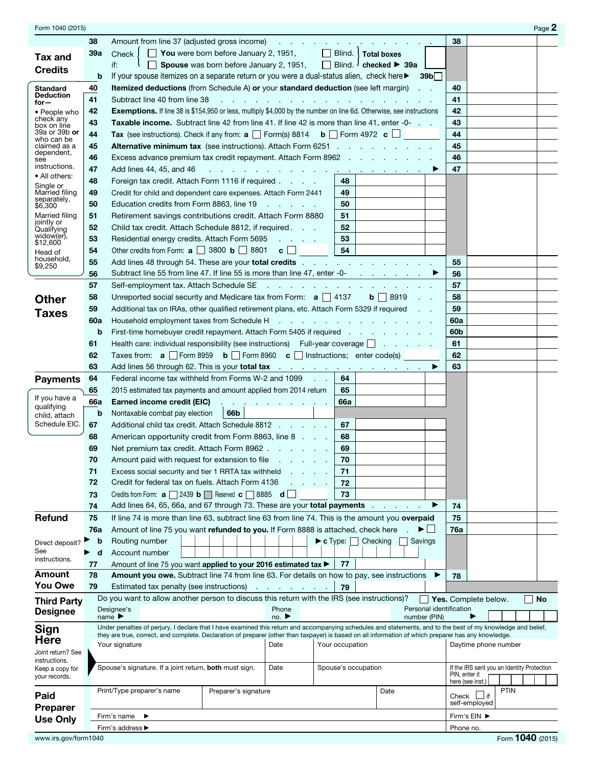Form 1040 (2015)

## Tax and Credits

| | | | | |
|---|---|---|---|---|
| 38 | Amount from line 37 (adjusted gross income) | | | 38 |
| 39a | Check if: ☐ **You** were born before January 2, 1951, ☐ Blind. ☐ **Spouse** was born before January 2, 1951, ☐ Blind. } **Total boxes checked ▶ 39a** | | | |
| b | If your spouse itemizes on a separate return or you were a dual-status alien, check here ▶ **39b** ☐ | | | |
| 40 | **Itemized deductions** (from Schedule A) **or** your **standard deduction** (see left margin) | | | 40 |
| 41 | Subtract line 40 from line 38 | | | 41 |
| 42 | **Exemptions.** If line 38 is $154,950 or less, multiply $4,000 by the number on line 6d. Otherwise, see instructions | | | 42 |
| 43 | **Taxable income.** Subtract line 42 from line 41. If line 42 is more than line 41, enter -0- | | | 43 |
| 44 | **Tax** (see instructions). Check if any from: **a** ☐ Form(s) 8814 **b** ☐ Form 4972 **c** ☐ | | | 44 |
| 45 | **Alternative minimum tax** (see instructions). Attach Form 6251 | | | 45 |
| 46 | Excess advance premium tax credit repayment. Attach Form 8962 | | | 46 |
| 47 | Add lines 44, 45, and 46 ▶ | | | 47 |
| 48 | Foreign tax credit. Attach Form 1116 if required | 48 | | |
| 49 | Credit for child and dependent care expenses. Attach Form 2441 | 49 | | |
| 50 | Education credits from Form 8863, line 19 | 50 | | |
| 51 | Retirement savings contributions credit. Attach Form 8880 | 51 | | |
| 52 | Child tax credit. Attach Schedule 8812, if required | 52 | | |
| 53 | Residential energy credits. Attach Form 5695 | 53 | | |
| 54 | Other credits from Form: **a** ☐ 3800 **b** ☐ 8801 **c** ☐ | 54 | | |
| 55 | Add lines 48 through 54. These are your **total credits** | | | 55 |
| 56 | Subtract line 55 from line 47. If line 55 is more than line 47, enter -0- ▶ | | | 56 |

**Standard Deduction for—**
- People who check any box on line 39a or 39b **or** who can be claimed as a dependent, see instructions.
- All others:

Single or Married filing separately, $6,300

Married filing jointly or Qualifying widow(er), $12,600

Head of household, $9,250

## Other Taxes

| | | |
|---|---|---|
| 57 | Self-employment tax. Attach Schedule SE | 57 |
| 58 | Unreported social security and Medicare tax from Form: **a** ☐ 4137 **b** ☐ 8919 | 58 |
| 59 | Additional tax on IRAs, other qualified retirement plans, etc. Attach Form 5329 if required | 59 |
| 60a | Household employment taxes from Schedule H | 60a |
| b | First-time homebuyer credit repayment. Attach Form 5405 if required | 60b |
| 61 | Health care: individual responsibility (see instructions) Full-year coverage ☐ | 61 |
| 62 | Taxes from: **a** ☐ Form 8959 **b** ☐ Form 8960 **c** ☐ Instructions; enter code(s) | 62 |
| 63 | Add lines 56 through 62. This is your **total tax** ▶ | 63 |

## Payments

If you have a qualifying child, attach Schedule EIC.

| | | | |
|---|---|---|---|
| 64 | Federal income tax withheld from Forms W-2 and 1099 | 64 | |
| 65 | 2015 estimated tax payments and amount applied from 2014 return | 65 | |
| 66a | **Earned income credit (EIC)** | 66a | |
| b | Nontaxable combat pay election **66b** | | |
| 67 | Additional child tax credit. Attach Schedule 8812 | 67 | |
| 68 | American opportunity credit from Form 8863, line 8 | 68 | |
| 69 | Net premium tax credit. Attach Form 8962 | 69 | |
| 70 | Amount paid with request for extension to file | 70 | |
| 71 | Excess social security and tier 1 RRTA tax withheld | 71 | |
| 72 | Credit for federal tax on fuels. Attach Form 4136 | 72 | |
| 73 | Credits from Form: **a** ☐ 2439 **b** ☐ Reserved **c** ☐ 8885 **d** ☐ | 73 | |
| 74 | Add lines 64, 65, 66a, and 67 through 73. These are your **total payments** ▶ | | 74 |

## Refund

| | | | |
|---|---|---|---|
| 75 | If line 74 is more than line 63, subtract line 63 from line 74. This is the amount you **overpaid** | | 75 |
| 76a | Amount of line 75 you want **refunded to you.** If Form 8888 is attached, check here ▶ ☐ | | 76a |
| ▶ b | Routing number ▶ **c** Type: ☐ Checking ☐ Savings | | |
| ▶ d | Account number | | |
| 77 | Amount of line 75 you want **applied to your 2016 estimated tax** ▶ | 77 | |

Direct deposit? See instructions.

## Amount You Owe

| | | | |
|---|---|---|---|
| 78 | **Amount you owe.** Subtract line 74 from line 63. For details on how to pay, see instructions ▶ | | 78 |
| 79 | Estimated tax penalty (see instructions) | 79 | |

## Third Party Designee

Do you want to allow another person to discuss this return with the IRS (see instructions)? ☐ **Yes.** Complete below. ☐ **No**

Designee's name ▶ Phone no. ▶ Personal identification number (PIN) ▶

## Sign Here

Joint return? See instructions. Keep a copy for your records.

Under penalties of perjury, I declare that I have examined this return and accompanying schedules and statements, and to the best of my knowledge and belief, they are true, correct, and complete. Declaration of preparer (other than taxpayer) is based on all information of which preparer has any knowledge.

| | | | |
|---|---|---|---|
| Your signature | Date | Your occupation | Daytime phone number |
| Spouse's signature. If a joint return, **both** must sign. | Date | Spouse's occupation | If the IRS sent you an Identity Protection PIN, enter it here (see inst.) |

## Paid Preparer Use Only

| | | | | |
|---|---|---|---|---|
| Print/Type preparer's name | Preparer's signature | Date | Check ☐ if self-employed | PTIN |
| Firm's name ▶ | | | Firm's EIN ▶ | |
| Firm's address ▶ | | | Phone no. | |

www.irs.gov/form1040 Form **1040** (2015)